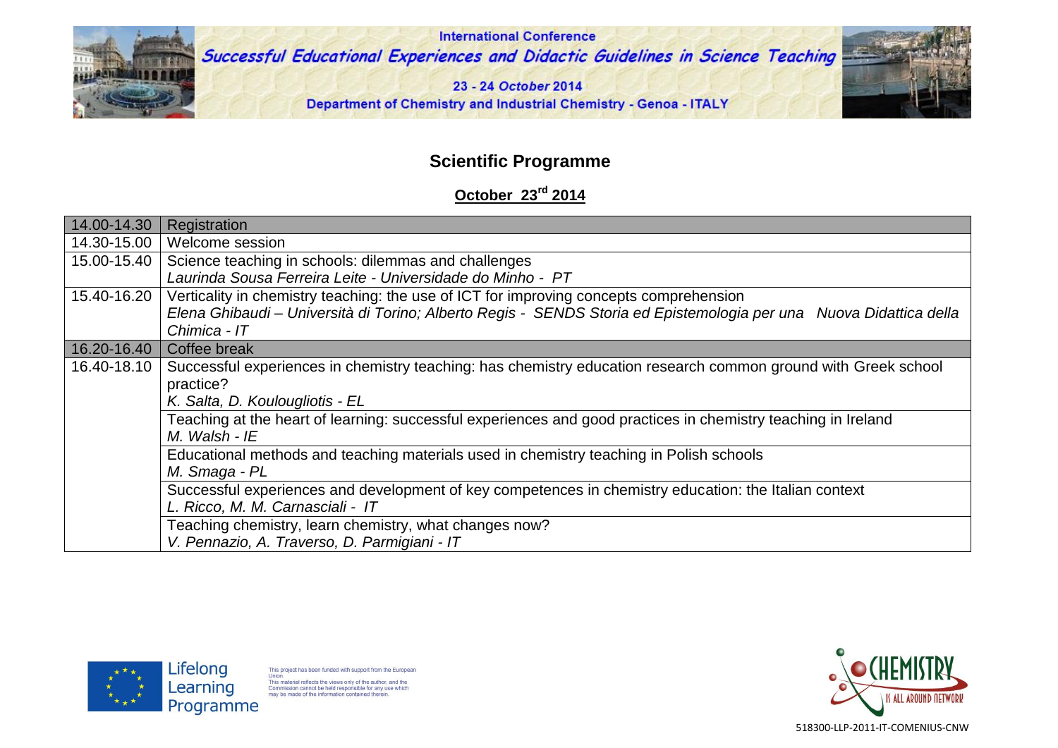International Conference

# Successful Educational Experiences and Didactic Guidelines in Science Teaching

23 - 24 October 2014

Department of Chemistry and Industrial Chemistry - Genoa - ITALY

## Scientific Programme

**October 23rd 2014**

| Time | Session |
|---|---|
| 14.00-14.30 | Registration |
| 14.30-15.00 | Welcome session |
| 15.00-15.40 | Science teaching in schools: dilemmas and challenges<br>*Laurinda Sousa Ferreira Leite - Universidade do Minho - PT* |
| 15.40-16.20 | Verticality in chemistry teaching: the use of ICT for improving concepts comprehension<br>*Elena Ghibaudi – Università di Torino; Alberto Regis - SENDS Storia ed Epistemologia per una Nuova Didattica della Chimica - IT* |
| 16.20-16.40 | Coffee break |
| 16.40-18.10 | Successful experiences in chemistry teaching: has chemistry education research common ground with Greek school practice?<br>*K. Salta, D. Koulougliotis - EL* |
| | Teaching at the heart of learning: successful experiences and good practices in chemistry teaching in Ireland<br>*M. Walsh - IE* |
| | Educational methods and teaching materials used in chemistry teaching in Polish schools<br>*M. Smaga - PL* |
| | Successful experiences and development of key competences in chemistry education: the Italian context<br>*L. Ricco, M. M. Carnasciali - IT* |
| | Teaching chemistry, learn chemistry, what changes now?<br>*V. Pennazio, A. Traverso, D. Parmigiani - IT* |

Lifelong Learning Programme

This project has been funded with support from the European Union. This material reflects the views only of the author, and the Commission cannot be held responsible for any use which may be made of the information contained therein.

CHEMISTRY IS ALL AROUND NETWORK

518300-LLP-2011-IT-COMENIUS-CNW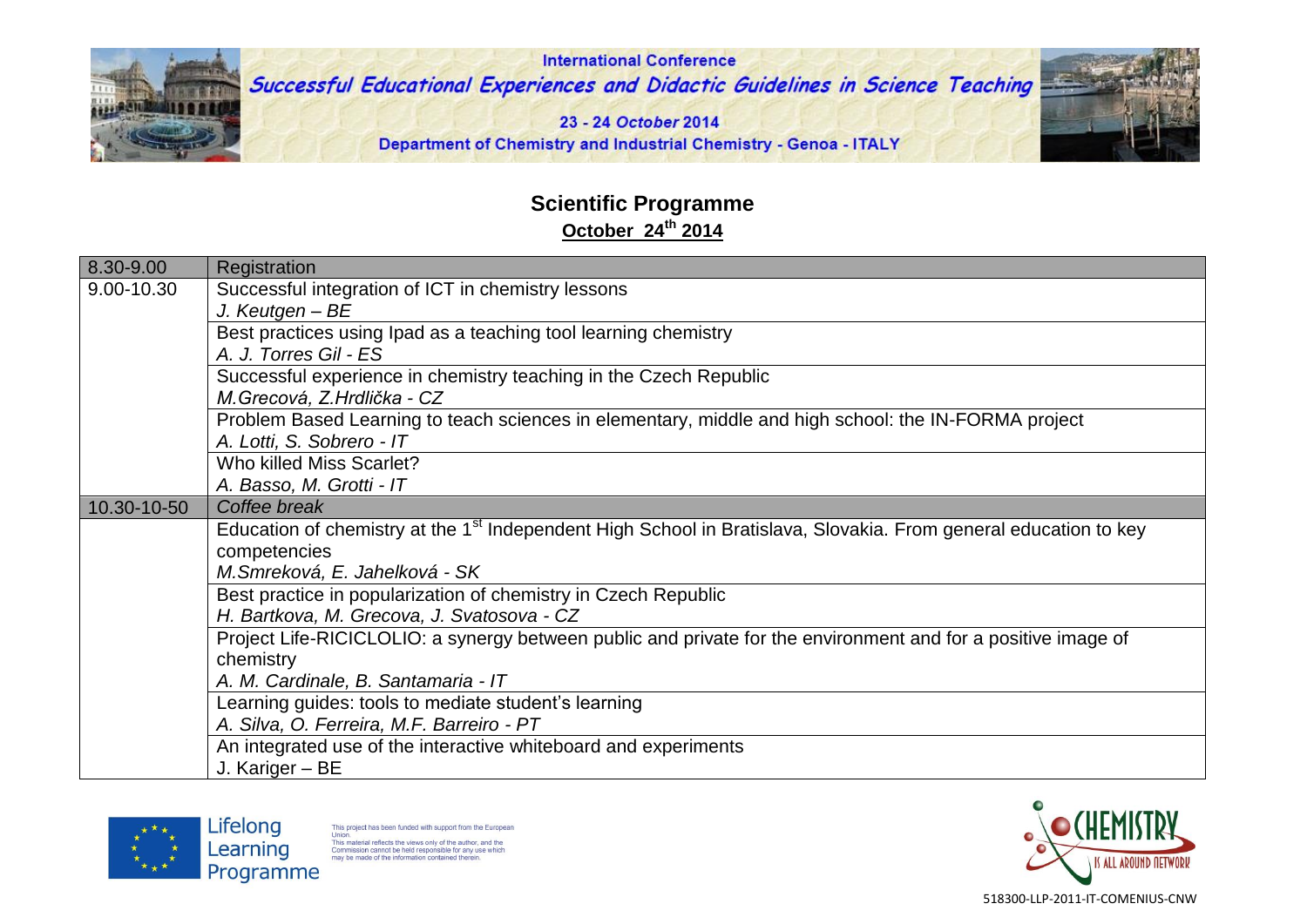## Scientific Programme

**October 24th 2014**

| 8.30-9.00 | Registration |
|---|---|
| 9.00-10.30 | Successful integration of ICT in chemistry lessons<br>*J. Keutgen – BE* |
| | Best practices using Ipad as a teaching tool learning chemistry<br>*A. J. Torres Gil - ES* |
| | Successful experience in chemistry teaching in the Czech Republic<br>*M.Grecová, Z.Hrdlička - CZ* |
| | Problem Based Learning to teach sciences in elementary, middle and high school: the IN-FORMA project<br>*A. Lotti, S. Sobrero - IT* |
| | Who killed Miss Scarlet?<br>*A. Basso, M. Grotti - IT* |
| 10.30-10-50 | *Coffee break* |
| | Education of chemistry at the 1st Independent High School in Bratislava, Slovakia. From general education to key competencies<br>*M.Smreková, E. Jahelková - SK* |
| | Best practice in popularization of chemistry in Czech Republic<br>*H. Bartkova, M. Grecova, J. Svatosova - CZ* |
| | Project Life-RICICLOLIO: a synergy between public and private for the environment and for a positive image of chemistry<br>*A. M. Cardinale, B. Santamaria - IT* |
| | Learning guides: tools to mediate student's learning<br>*A. Silva, O. Ferreira, M.F. Barreiro - PT* |
| | An integrated use of the interactive whiteboard and experiments<br>J. Kariger – BE |

Lifelong Learning Programme

This project has been funded with support from the European Union. This material reflects the views only of the author, and the Commission cannot be held responsible for any use which may be made of the information contained therein.

518300-LLP-2011-IT-COMENIUS-CNW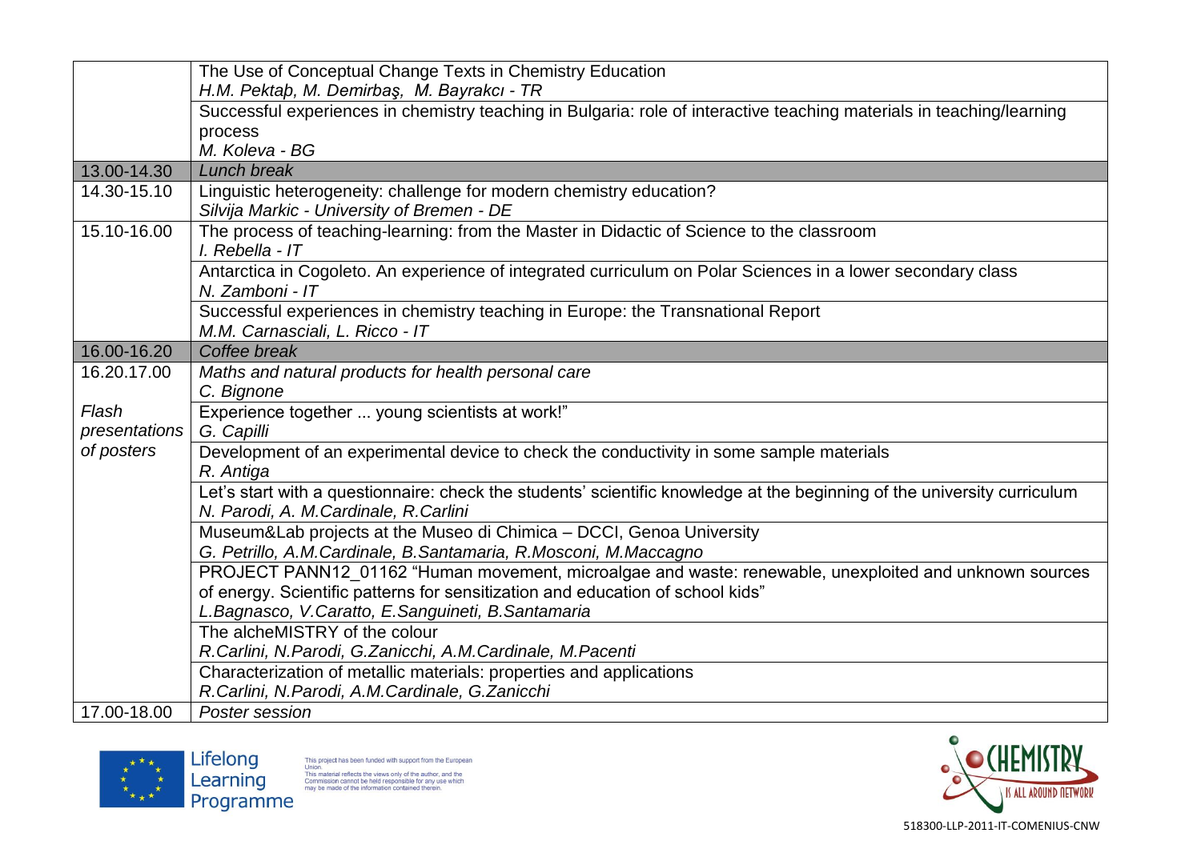| | |
|---|---|
| | The Use of Conceptual Change Texts in Chemistry Education<br>*H.M. Pektaþ, M. Demirbaş, M. Bayrakcı - TR* |
| | Successful experiences in chemistry teaching in Bulgaria: role of interactive teaching materials in teaching/learning process<br>*M. Koleva - BG* |
| 13.00-14.30 | *Lunch break* |
| 14.30-15.10 | Linguistic heterogeneity: challenge for modern chemistry education?<br>*Silvija Markic - University of Bremen - DE* |
| 15.10-16.00 | The process of teaching-learning: from the Master in Didactic of Science to the classroom<br>*I. Rebella - IT* |
| | Antarctica in Cogoleto. An experience of integrated curriculum on Polar Sciences in a lower secondary class<br>*N. Zamboni - IT* |
| | Successful experiences in chemistry teaching in Europe: the Transnational Report<br>*M.M. Carnasciali, L. Ricco - IT* |
| 16.00-16.20 | *Coffee break* |
| 16.20.17.00<br><br>*Flash presentations of posters* | *Maths and natural products for health personal care*<br>*C. Bignone* |
| | Experience together ... young scientists at work!"<br>*G. Capilli* |
| | Development of an experimental device to check the conductivity in some sample materials<br>*R. Antiga* |
| | Let's start with a questionnaire: check the students' scientific knowledge at the beginning of the university curriculum<br>*N. Parodi, A. M.Cardinale, R.Carlini* |
| | Museum&Lab projects at the Museo di Chimica – DCCI, Genoa University<br>*G. Petrillo, A.M.Cardinale, B.Santamaria, R.Mosconi, M.Maccagno* |
| | PROJECT PANN12_01162 "Human movement, microalgae and waste: renewable, unexploited and unknown sources of energy. Scientific patterns for sensitization and education of school kids"<br>*L.Bagnasco, V.Caratto, E.Sanguineti, B.Santamaria* |
| | The alcheMISTRY of the colour<br>*R.Carlini, N.Parodi, G.Zanicchi, A.M.Cardinale, M.Pacenti* |
| | Characterization of metallic materials: properties and applications<br>*R.Carlini, N.Parodi, A.M.Cardinale, G.Zanicchi* |
| 17.00-18.00 | *Poster session* |

Lifelong Learning Programme

This project has been funded with support from the European Union. This material reflects the views only of the author, and the Commission cannot be held responsible for any use which may be made of the information contained therein.

CHEMISTRY IS ALL AROUND NETWORK

518300-LLP-2011-IT-COMENIUS-CNW